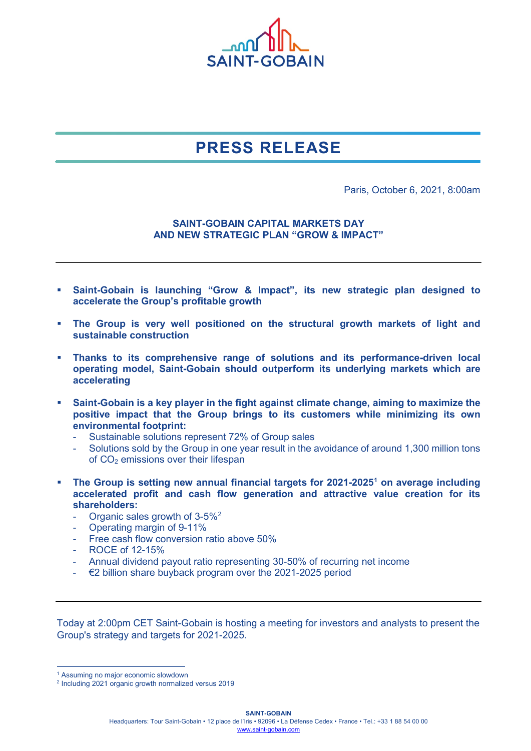# PRESS RELEASE

Paris, October 6, 2021, 8:00am

## SAINT-GOBAIN CAPITAL MARKETS DAY AND NEW STRATEGIC PLAN "GROW & IMPACT"

---

- **Saint-Gobain is launching "Grow & Impact", its new strategic plan designed to accelerate the Group's profitable growth**
- **The Group is very well positioned on the structural growth markets of light and sustainable construction**
- **Thanks to its comprehensive range of solutions and its performance-driven local operating model, Saint-Gobain should outperform its underlying markets which are accelerating**
- **Saint-Gobain is a key player in the fight against climate change, aiming to maximize the positive impact that the Group brings to its customers while minimizing its own environmental footprint:**
  - Sustainable solutions represent 72% of Group sales
  - Solutions sold by the Group in one year result in the avoidance of around 1,300 million tons of $CO_2$ emissions over their lifespan
- **The Group is setting new annual financial targets for 2021-2025[1] on average including accelerated profit and cash flow generation and attractive value creation for its shareholders:**
  - Organic sales growth of 3-5%[2]
  - Operating margin of 9-11%
  - Free cash flow conversion ratio above 50%
  - ROCE of 12-15%
  - Annual dividend payout ratio representing 30-50% of recurring net income
  - €2 billion share buyback program over the 2021-2025 period

---

Today at 2:00pm CET Saint-Gobain is hosting a meeting for investors and analysts to present the Group's strategy and targets for 2021-2025.

[1] Assuming no major economic slowdown

[2] Including 2021 organic growth normalized versus 2019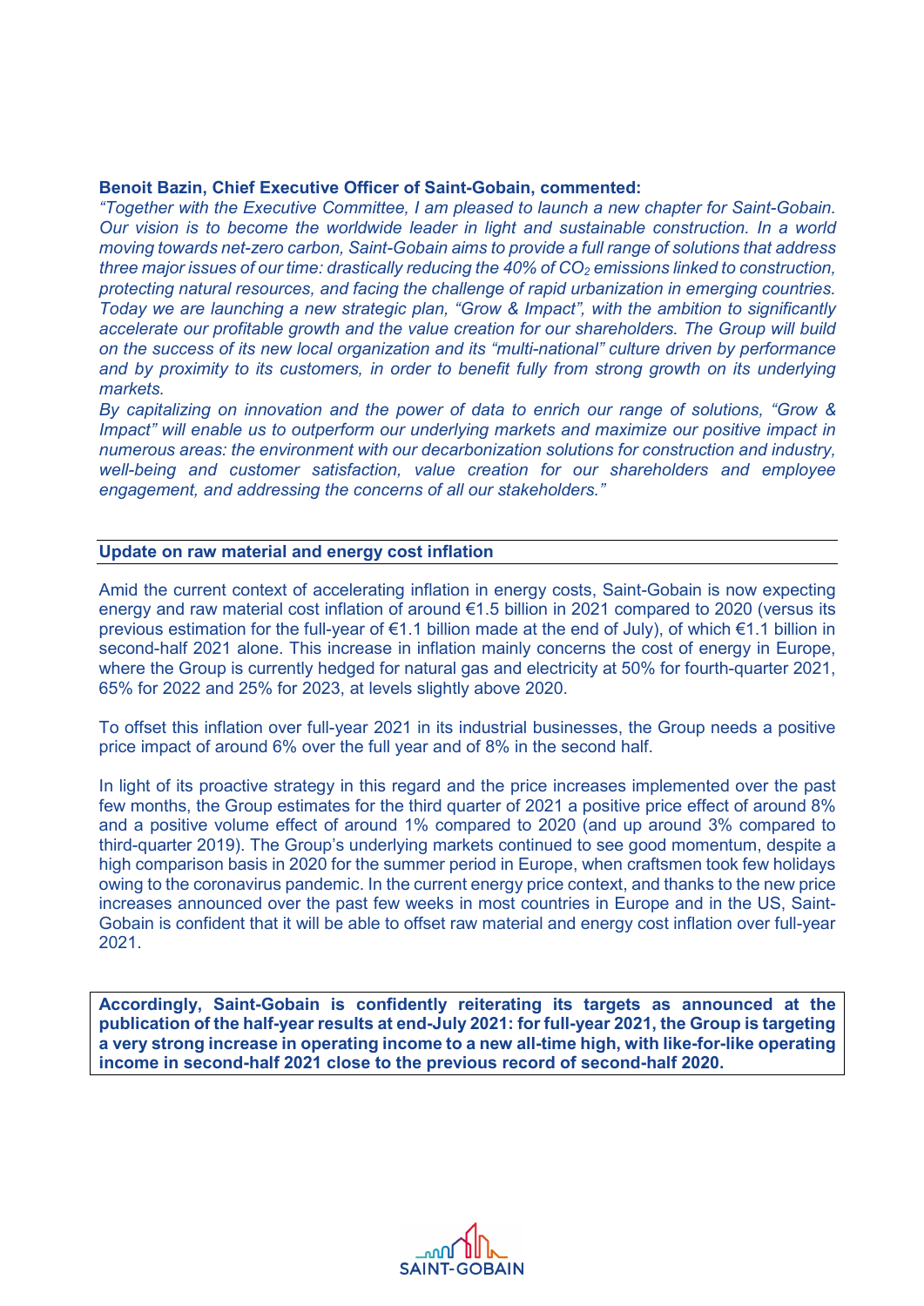**Benoit Bazin, Chief Executive Officer of Saint-Gobain, commented:**

*"Together with the Executive Committee, I am pleased to launch a new chapter for Saint-Gobain. Our vision is to become the worldwide leader in light and sustainable construction. In a world moving towards net-zero carbon, Saint-Gobain aims to provide a full range of solutions that address three major issues of our time: drastically reducing the 40% of $CO_2$ emissions linked to construction, protecting natural resources, and facing the challenge of rapid urbanization in emerging countries. Today we are launching a new strategic plan, "Grow & Impact", with the ambition to significantly accelerate our profitable growth and the value creation for our shareholders. The Group will build on the success of its new local organization and its "multi-national" culture driven by performance and by proximity to its customers, in order to benefit fully from strong growth on its underlying markets.*

*By capitalizing on innovation and the power of data to enrich our range of solutions, "Grow & Impact" will enable us to outperform our underlying markets and maximize our positive impact in numerous areas: the environment with our decarbonization solutions for construction and industry, well-being and customer satisfaction, value creation for our shareholders and employee engagement, and addressing the concerns of all our stakeholders."*

## Update on raw material and energy cost inflation

Amid the current context of accelerating inflation in energy costs, Saint-Gobain is now expecting energy and raw material cost inflation of around €1.5 billion in 2021 compared to 2020 (versus its previous estimation for the full-year of €1.1 billion made at the end of July), of which €1.1 billion in second-half 2021 alone. This increase in inflation mainly concerns the cost of energy in Europe, where the Group is currently hedged for natural gas and electricity at 50% for fourth-quarter 2021, 65% for 2022 and 25% for 2023, at levels slightly above 2020.

To offset this inflation over full-year 2021 in its industrial businesses, the Group needs a positive price impact of around 6% over the full year and of 8% in the second half.

In light of its proactive strategy in this regard and the price increases implemented over the past few months, the Group estimates for the third quarter of 2021 a positive price effect of around 8% and a positive volume effect of around 1% compared to 2020 (and up around 3% compared to third-quarter 2019). The Group's underlying markets continued to see good momentum, despite a high comparison basis in 2020 for the summer period in Europe, when craftsmen took few holidays owing to the coronavirus pandemic. In the current energy price context, and thanks to the new price increases announced over the past few weeks in most countries in Europe and in the US, Saint-Gobain is confident that it will be able to offset raw material and energy cost inflation over full-year 2021.

**Accordingly, Saint-Gobain is confidently reiterating its targets as announced at the publication of the half-year results at end-July 2021: for full-year 2021, the Group is targeting a very strong increase in operating income to a new all-time high, with like-for-like operating income in second-half 2021 close to the previous record of second-half 2020.**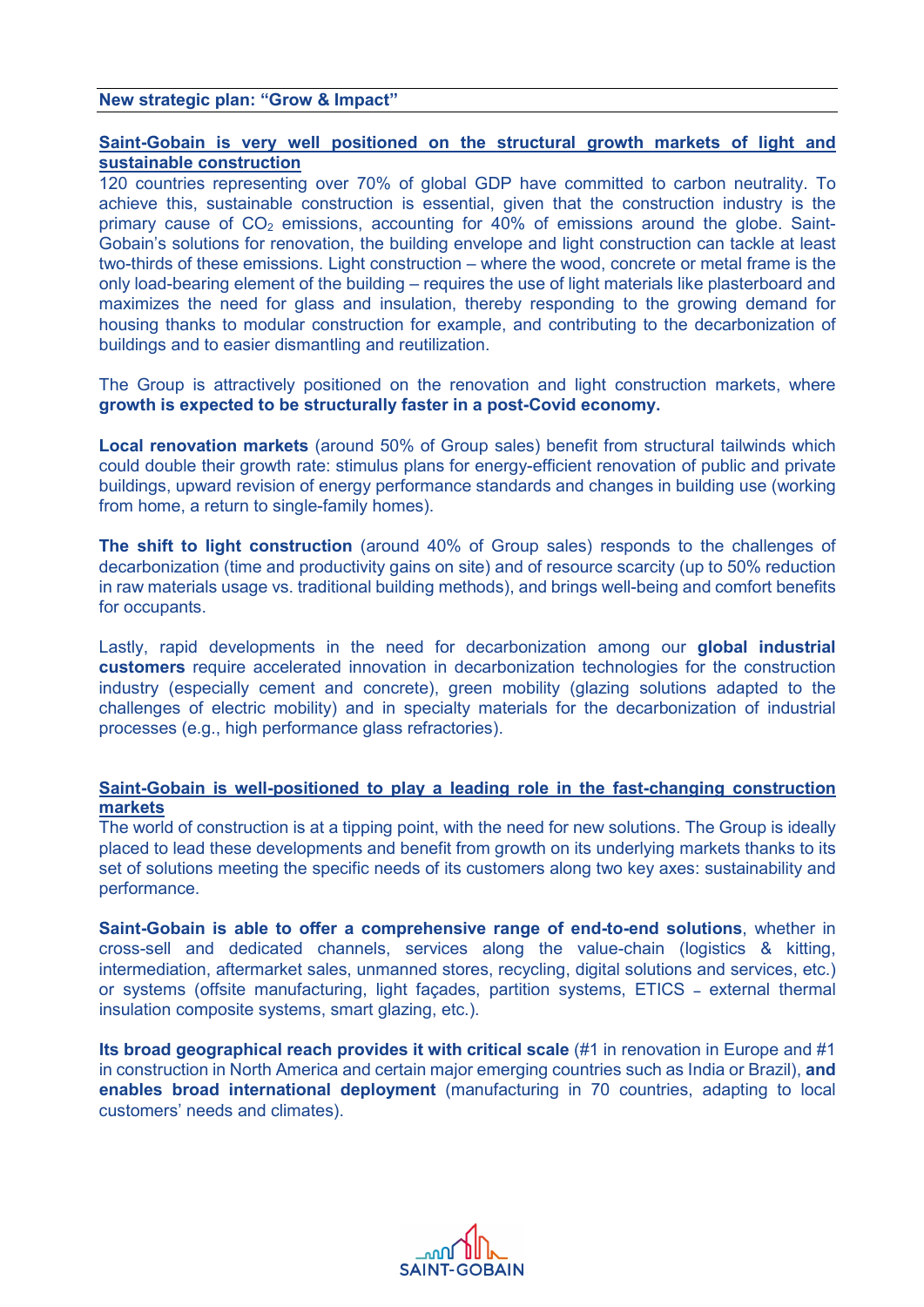**New strategic plan: "Grow & Impact"**

**Saint-Gobain is very well positioned on the structural growth markets of light and sustainable construction**

120 countries representing over 70% of global GDP have committed to carbon neutrality. To achieve this, sustainable construction is essential, given that the construction industry is the primary cause of $CO_2$ emissions, accounting for 40% of emissions around the globe. Saint-Gobain's solutions for renovation, the building envelope and light construction can tackle at least two-thirds of these emissions. Light construction – where the wood, concrete or metal frame is the only load-bearing element of the building – requires the use of light materials like plasterboard and maximizes the need for glass and insulation, thereby responding to the growing demand for housing thanks to modular construction for example, and contributing to the decarbonization of buildings and to easier dismantling and reutilization.

The Group is attractively positioned on the renovation and light construction markets, where **growth is expected to be structurally faster in a post-Covid economy.**

**Local renovation markets** (around 50% of Group sales) benefit from structural tailwinds which could double their growth rate: stimulus plans for energy-efficient renovation of public and private buildings, upward revision of energy performance standards and changes in building use (working from home, a return to single-family homes).

**The shift to light construction** (around 40% of Group sales) responds to the challenges of decarbonization (time and productivity gains on site) and of resource scarcity (up to 50% reduction in raw materials usage vs. traditional building methods), and brings well-being and comfort benefits for occupants.

Lastly, rapid developments in the need for decarbonization among our **global industrial customers** require accelerated innovation in decarbonization technologies for the construction industry (especially cement and concrete), green mobility (glazing solutions adapted to the challenges of electric mobility) and in specialty materials for the decarbonization of industrial processes (e.g., high performance glass refractories).

**Saint-Gobain is well-positioned to play a leading role in the fast-changing construction markets**

The world of construction is at a tipping point, with the need for new solutions. The Group is ideally placed to lead these developments and benefit from growth on its underlying markets thanks to its set of solutions meeting the specific needs of its customers along two key axes: sustainability and performance.

**Saint-Gobain is able to offer a comprehensive range of end-to-end solutions**, whether in cross-sell and dedicated channels, services along the value-chain (logistics & kitting, intermediation, aftermarket sales, unmanned stores, recycling, digital solutions and services, etc.) or systems (offsite manufacturing, light façades, partition systems, ETICS – external thermal insulation composite systems, smart glazing, etc.).

**Its broad geographical reach provides it with critical scale** (#1 in renovation in Europe and #1 in construction in North America and certain major emerging countries such as India or Brazil), **and enables broad international deployment** (manufacturing in 70 countries, adapting to local customers' needs and climates).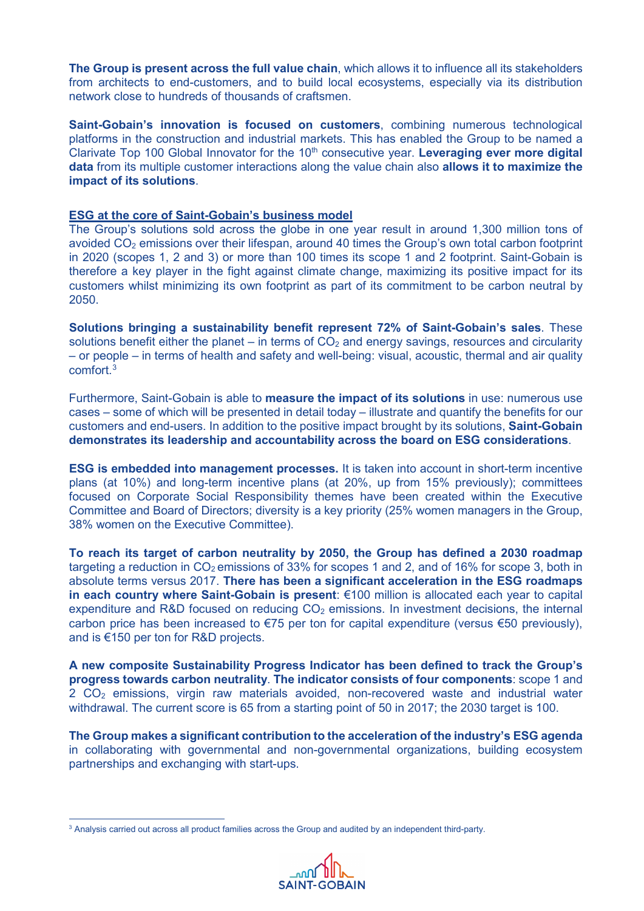**The Group is present across the full value chain**, which allows it to influence all its stakeholders from architects to end-customers, and to build local ecosystems, especially via its distribution network close to hundreds of thousands of craftsmen.

**Saint-Gobain's innovation is focused on customers**, combining numerous technological platforms in the construction and industrial markets. This has enabled the Group to be named a Clarivate Top 100 Global Innovator for the 10th consecutive year. **Leveraging ever more digital data** from its multiple customer interactions along the value chain also **allows it to maximize the impact of its solutions**.

## ESG at the core of Saint-Gobain's business model

The Group's solutions sold across the globe in one year result in around 1,300 million tons of avoided $CO_2$ emissions over their lifespan, around 40 times the Group's own total carbon footprint in 2020 (scopes 1, 2 and 3) or more than 100 times its scope 1 and 2 footprint. Saint-Gobain is therefore a key player in the fight against climate change, maximizing its positive impact for its customers whilst minimizing its own footprint as part of its commitment to be carbon neutral by 2050.

**Solutions bringing a sustainability benefit represent 72% of Saint-Gobain's sales**. These solutions benefit either the planet – in terms of $CO_2$ and energy savings, resources and circularity – or people – in terms of health and safety and well-being: visual, acoustic, thermal and air quality comfort.[3]

Furthermore, Saint-Gobain is able to **measure the impact of its solutions** in use: numerous use cases – some of which will be presented in detail today – illustrate and quantify the benefits for our customers and end-users. In addition to the positive impact brought by its solutions, **Saint-Gobain demonstrates its leadership and accountability across the board on ESG considerations**.

**ESG is embedded into management processes.** It is taken into account in short-term incentive plans (at 10%) and long-term incentive plans (at 20%, up from 15% previously); committees focused on Corporate Social Responsibility themes have been created within the Executive Committee and Board of Directors; diversity is a key priority (25% women managers in the Group, 38% women on the Executive Committee).

**To reach its target of carbon neutrality by 2050, the Group has defined a 2030 roadmap** targeting a reduction in $CO_2$ emissions of 33% for scopes 1 and 2, and of 16% for scope 3, both in absolute terms versus 2017. **There has been a significant acceleration in the ESG roadmaps in each country where Saint-Gobain is present**: €100 million is allocated each year to capital expenditure and R&D focused on reducing $CO_2$ emissions. In investment decisions, the internal carbon price has been increased to €75 per ton for capital expenditure (versus €50 previously), and is €150 per ton for R&D projects.

**A new composite Sustainability Progress Indicator has been defined to track the Group's progress towards carbon neutrality**. **The indicator consists of four components**: scope 1 and 2 $CO_2$ emissions, virgin raw materials avoided, non-recovered waste and industrial water withdrawal. The current score is 65 from a starting point of 50 in 2017; the 2030 target is 100.

**The Group makes a significant contribution to the acceleration of the industry's ESG agenda** in collaborating with governmental and non-governmental organizations, building ecosystem partnerships and exchanging with start-ups.

---

[3] Analysis carried out across all product families across the Group and audited by an independent third-party.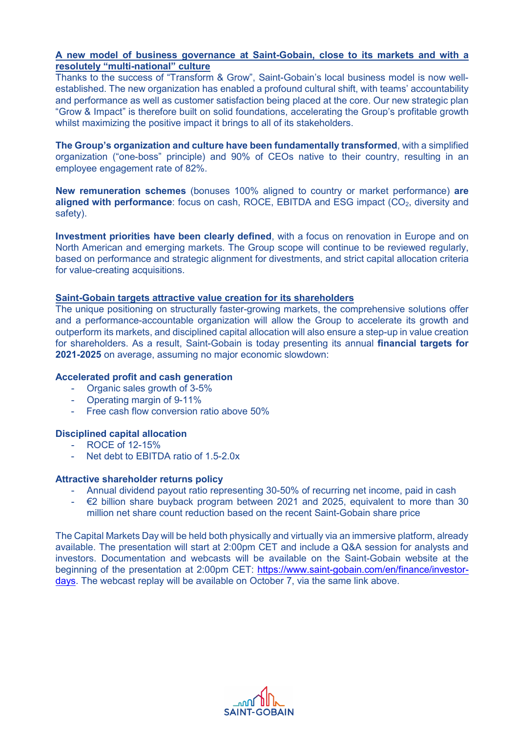**A new model of business governance at Saint-Gobain, close to its markets and with a resolutely "multi-national" culture**

Thanks to the success of "Transform & Grow", Saint-Gobain's local business model is now well-established. The new organization has enabled a profound cultural shift, with teams' accountability and performance as well as customer satisfaction being placed at the core. Our new strategic plan "Grow & Impact" is therefore built on solid foundations, accelerating the Group's profitable growth whilst maximizing the positive impact it brings to all of its stakeholders.

**The Group's organization and culture have been fundamentally transformed**, with a simplified organization ("one-boss" principle) and 90% of CEOs native to their country, resulting in an employee engagement rate of 82%.

**New remuneration schemes** (bonuses 100% aligned to country or market performance) **are aligned with performance**: focus on cash, ROCE, EBITDA and ESG impact ($CO_2$, diversity and safety).

**Investment priorities have been clearly defined**, with a focus on renovation in Europe and on North American and emerging markets. The Group scope will continue to be reviewed regularly, based on performance and strategic alignment for divestments, and strict capital allocation criteria for value-creating acquisitions.

**Saint-Gobain targets attractive value creation for its shareholders**

The unique positioning on structurally faster-growing markets, the comprehensive solutions offer and a performance-accountable organization will allow the Group to accelerate its growth and outperform its markets, and disciplined capital allocation will also ensure a step-up in value creation for shareholders. As a result, Saint-Gobain is today presenting its annual **financial targets for 2021-2025** on average, assuming no major economic slowdown:

**Accelerated profit and cash generation**

- Organic sales growth of 3-5%
- Operating margin of 9-11%
- Free cash flow conversion ratio above 50%

**Disciplined capital allocation**

- ROCE of 12-15%
- Net debt to EBITDA ratio of 1.5-2.0x

**Attractive shareholder returns policy**

- Annual dividend payout ratio representing 30-50% of recurring net income, paid in cash
- €2 billion share buyback program between 2021 and 2025, equivalent to more than 30 million net share count reduction based on the recent Saint-Gobain share price

The Capital Markets Day will be held both physically and virtually via an immersive platform, already available. The presentation will start at 2:00pm CET and include a Q&A session for analysts and investors. Documentation and webcasts will be available on the Saint-Gobain website at the beginning of the presentation at 2:00pm CET: https://www.saint-gobain.com/en/finance/investor-days. The webcast replay will be available on October 7, via the same link above.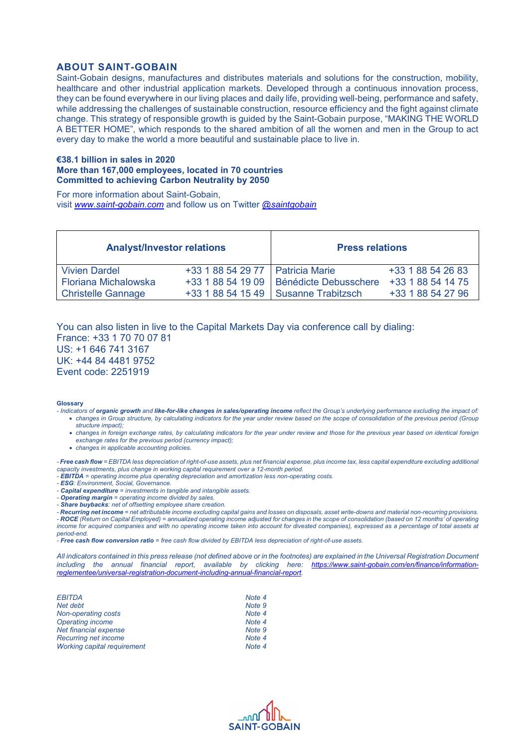## ABOUT SAINT-GOBAIN

Saint-Gobain designs, manufactures and distributes materials and solutions for the construction, mobility, healthcare and other industrial application markets. Developed through a continuous innovation process, they can be found everywhere in our living places and daily life, providing well-being, performance and safety, while addressing the challenges of sustainable construction, resource efficiency and the fight against climate change. This strategy of responsible growth is guided by the Saint-Gobain purpose, "MAKING THE WORLD A BETTER HOME", which responds to the shared ambition of all the women and men in the Group to act every day to make the world a more beautiful and sustainable place to live in.

**€38.1 billion in sales in 2020**
**More than 167,000 employees, located in 70 countries**
**Committed to achieving Carbon Neutrality by 2050**

For more information about Saint-Gobain,
visit *www.saint-gobain.com* and follow us on Twitter *@saintgobain*

| Analyst/Investor relations | | Press relations | |
|---|---|---|---|
| Vivien Dardel | +33 1 88 54 29 77 | Patricia Marie | +33 1 88 54 26 83 |
| Floriana Michalowska | +33 1 88 54 19 09 | Bénédicte Debusschere | +33 1 88 54 14 75 |
| Christelle Gannage | +33 1 88 54 15 49 | Susanne Trabitzsch | +33 1 88 54 27 96 |

You can also listen in live to the Capital Markets Day via conference call by dialing:
France: +33 1 70 70 07 81
US: +1 646 741 3167
UK: +44 84 4481 9752
Event code: 2251919

**Glossary**

*- Indicators of **organic growth** and **like-for-like changes in sales/operating income** reflect the Group's underlying performance excluding the impact of:*

- *changes in Group structure, by calculating indicators for the year under review based on the scope of consolidation of the previous period (Group structure impact);*
- *changes in foreign exchange rates, by calculating indicators for the year under review and those for the previous year based on identical foreign exchange rates for the previous period (currency impact);*
- *changes in applicable accounting policies.*

*- **Free cash flow** = EBITDA less depreciation of right-of-use assets, plus net financial expense, plus income tax, less capital expenditure excluding additional capacity investments, plus change in working capital requirement over a 12-month period.*
*- **EBITDA** = operating income plus operating depreciation and amortization less non-operating costs.*
*- **ESG**: Environment, Social, Governance.*
*- **Capital expenditure** = investments in tangible and intangible assets.*
*- **Operating margin** = operating income divided by sales.*
*- **Share buybacks**: net of offsetting employee share creation.*
*- **Recurring net income** = net attributable income excluding capital gains and losses on disposals, asset write-downs and material non-recurring provisions.*
*- **ROCE** (Return on Capital Employed) = annualized operating income adjusted for changes in the scope of consolidation (based on 12 months' of operating income for acquired companies and with no operating income taken into account for divested companies), expressed as a percentage of total assets at period-end.*
*- **Free cash flow conversion ratio** = free cash flow divided by EBITDA less depreciation of right-of-use assets.*

*All indicators contained in this press release (not defined above or in the footnotes) are explained in the Universal Registration Document including the annual financial report, available by clicking here: https://www.saint-gobain.com/en/finance/information-reglementee/universal-registration-document-including-annual-financial-report.*

| | |
|---|---|
| *EBITDA* | *Note 4* |
| *Net debt* | *Note 9* |
| *Non-operating costs* | *Note 4* |
| *Operating income* | *Note 4* |
| *Net financial expense* | *Note 9* |
| *Recurring net income* | *Note 4* |
| *Working capital requirement* | *Note 4* |

SAINT-GOBAIN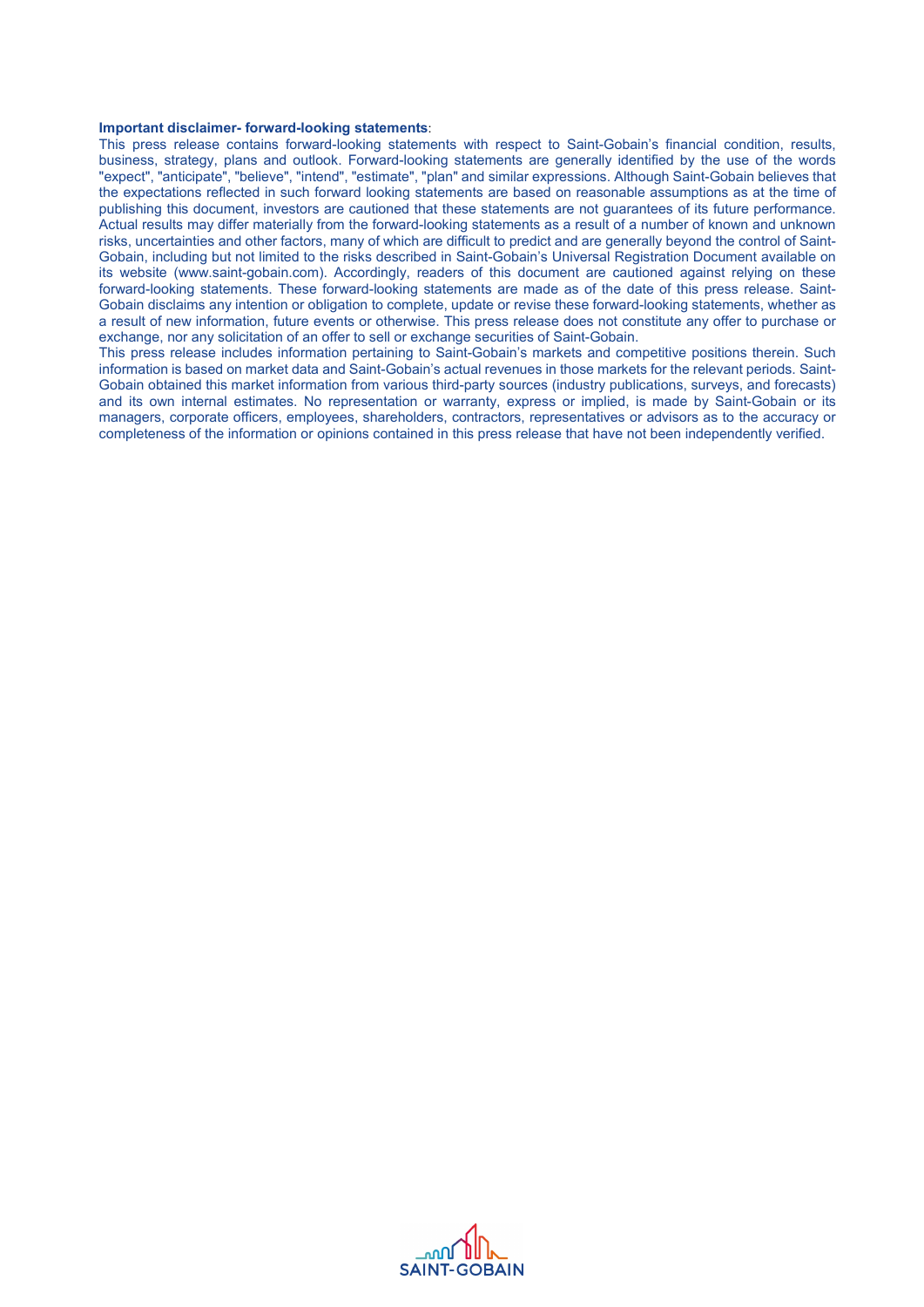**Important disclaimer- forward-looking statements**:

This press release contains forward-looking statements with respect to Saint-Gobain's financial condition, results, business, strategy, plans and outlook. Forward-looking statements are generally identified by the use of the words "expect", "anticipate", "believe", "intend", "estimate", "plan" and similar expressions. Although Saint-Gobain believes that the expectations reflected in such forward looking statements are based on reasonable assumptions as at the time of publishing this document, investors are cautioned that these statements are not guarantees of its future performance. Actual results may differ materially from the forward-looking statements as a result of a number of known and unknown risks, uncertainties and other factors, many of which are difficult to predict and are generally beyond the control of Saint-Gobain, including but not limited to the risks described in Saint-Gobain's Universal Registration Document available on its website (www.saint-gobain.com). Accordingly, readers of this document are cautioned against relying on these forward-looking statements. These forward-looking statements are made as of the date of this press release. Saint-Gobain disclaims any intention or obligation to complete, update or revise these forward-looking statements, whether as a result of new information, future events or otherwise. This press release does not constitute any offer to purchase or exchange, nor any solicitation of an offer to sell or exchange securities of Saint-Gobain.

This press release includes information pertaining to Saint-Gobain's markets and competitive positions therein. Such information is based on market data and Saint-Gobain's actual revenues in those markets for the relevant periods. Saint-Gobain obtained this market information from various third-party sources (industry publications, surveys, and forecasts) and its own internal estimates. No representation or warranty, express or implied, is made by Saint-Gobain or its managers, corporate officers, employees, shareholders, contractors, representatives or advisors as to the accuracy or completeness of the information or opinions contained in this press release that have not been independently verified.